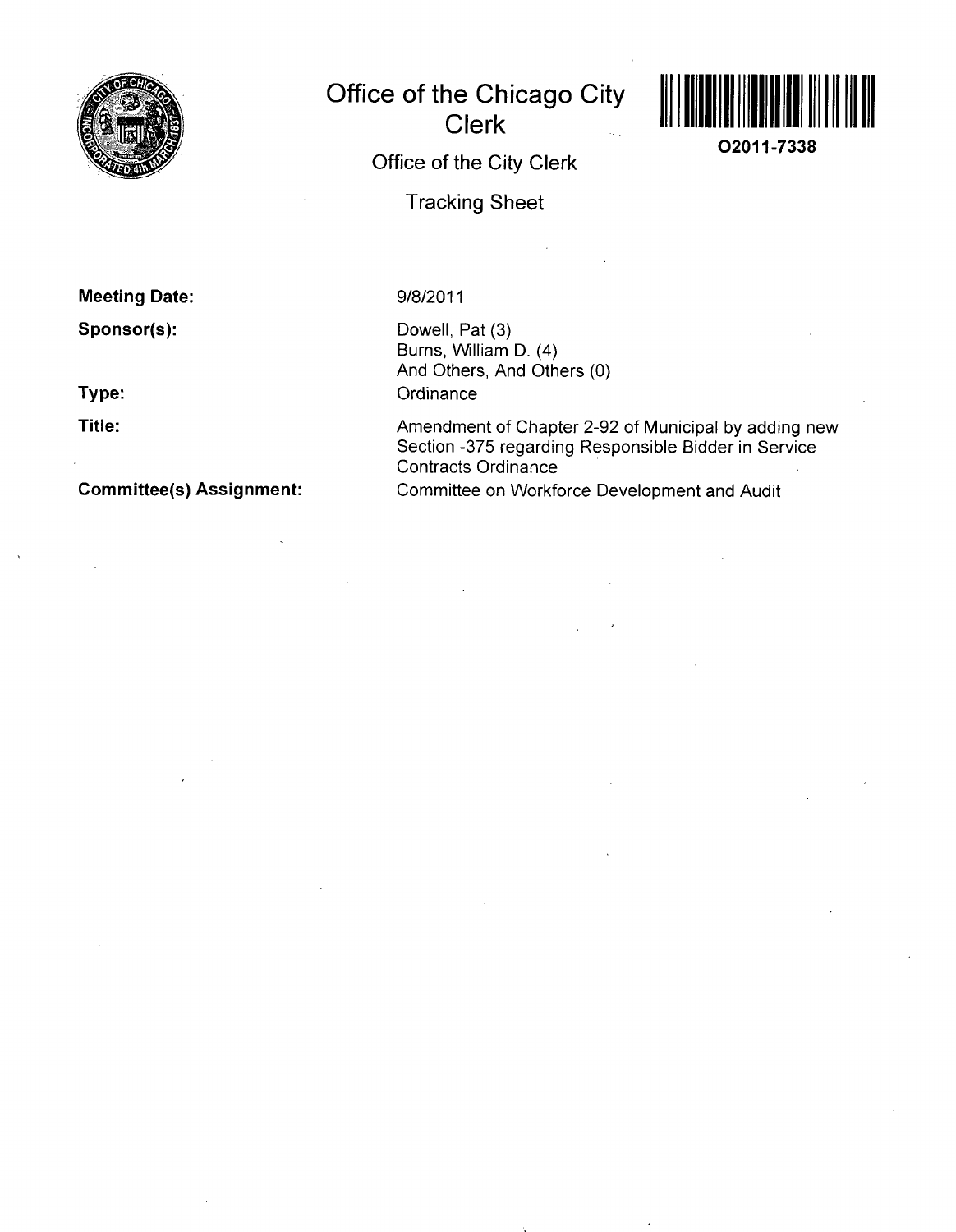# Office of the Chicago City Clerk

O2011-7338

Office of the City Clerk

Tracking Sheet

**Meeting Date:** 9/8/2011

**Sponsor(s):** Dowell, Pat (3)
Burns, William D. (4)
And Others, And Others (0)

**Type:** Ordinance

**Title:** Amendment of Chapter 2-92 of Municipal by adding new Section -375 regarding Responsible Bidder in Service Contracts Ordinance

**Committee(s) Assignment:** Committee on Workforce Development and Audit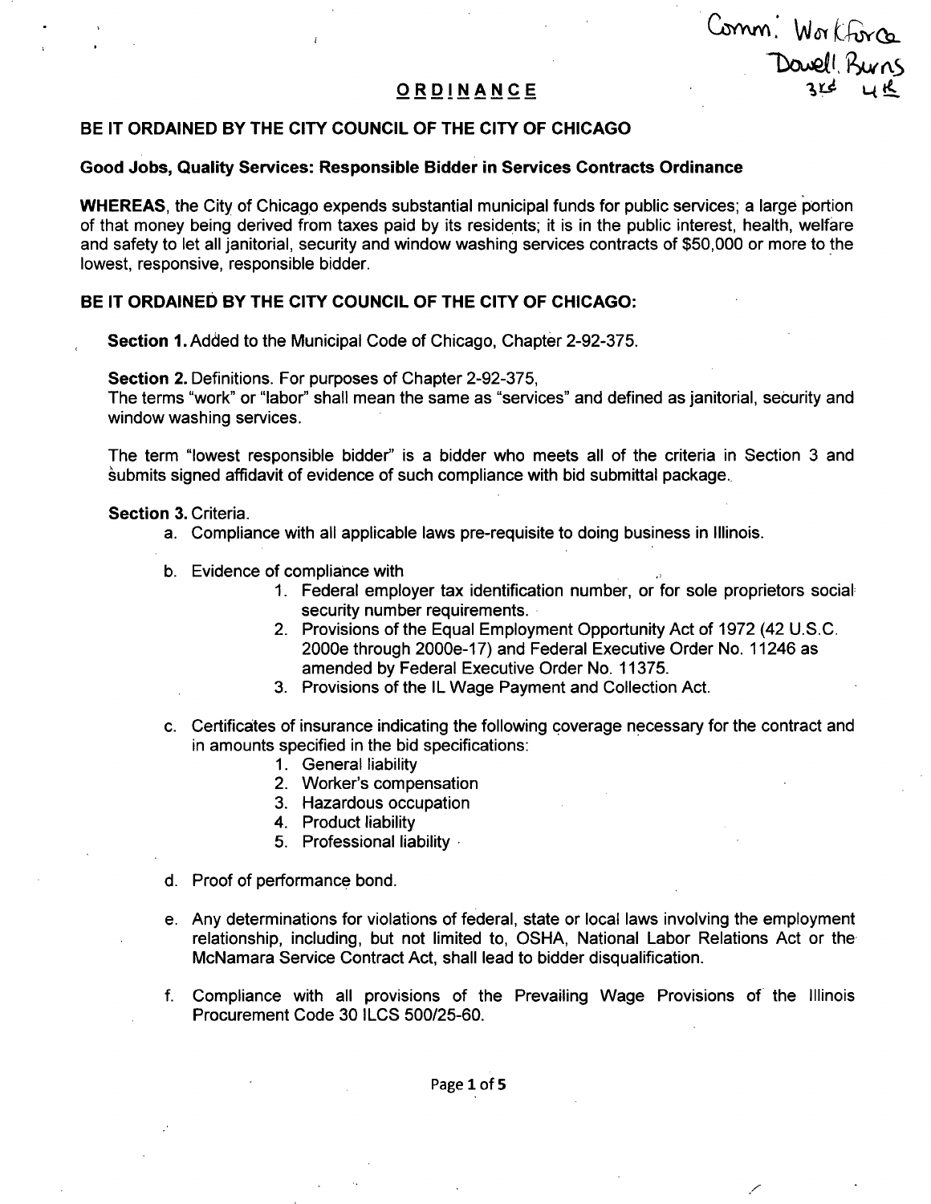Comm: Workforce
Dowell, Burns
3rd 4th

# ORDINANCE

**BE IT ORDAINED BY THE CITY COUNCIL OF THE CITY OF CHICAGO**

**Good Jobs, Quality Services: Responsible Bidder in Services Contracts Ordinance**

**WHEREAS**, the City of Chicago expends substantial municipal funds for public services; a large portion of that money being derived from taxes paid by its residents; it is in the public interest, health, welfare and safety to let all janitorial, security and window washing services contracts of $50,000 or more to the lowest, responsive, responsible bidder.

**BE IT ORDAINED BY THE CITY COUNCIL OF THE CITY OF CHICAGO:**

**Section 1.** Added to the Municipal Code of Chicago, Chapter 2-92-375.

**Section 2.** Definitions. For purposes of Chapter 2-92-375,
The terms "work" or "labor" shall mean the same as "services" and defined as janitorial, security and window washing services.

The term "lowest responsible bidder" is a bidder who meets all of the criteria in Section 3 and submits signed affidavit of evidence of such compliance with bid submittal package.

**Section 3.** Criteria.

a. Compliance with all applicable laws pre-requisite to doing business in Illinois.

b. Evidence of compliance with
   1. Federal employer tax identification number, or for sole proprietors social security number requirements.
   2. Provisions of the Equal Employment Opportunity Act of 1972 (42 U.S.C. 2000e through 2000e-17) and Federal Executive Order No. 11246 as amended by Federal Executive Order No. 11375.
   3. Provisions of the IL Wage Payment and Collection Act.

c. Certificates of insurance indicating the following coverage necessary for the contract and in amounts specified in the bid specifications:
   1. General liability
   2. Worker's compensation
   3. Hazardous occupation
   4. Product liability
   5. Professional liability

d. Proof of performance bond.

e. Any determinations for violations of federal, state or local laws involving the employment relationship, including, but not limited to, OSHA, National Labor Relations Act or the McNamara Service Contract Act, shall lead to bidder disqualification.

f. Compliance with all provisions of the Prevailing Wage Provisions of the Illinois Procurement Code 30 ILCS 500/25-60.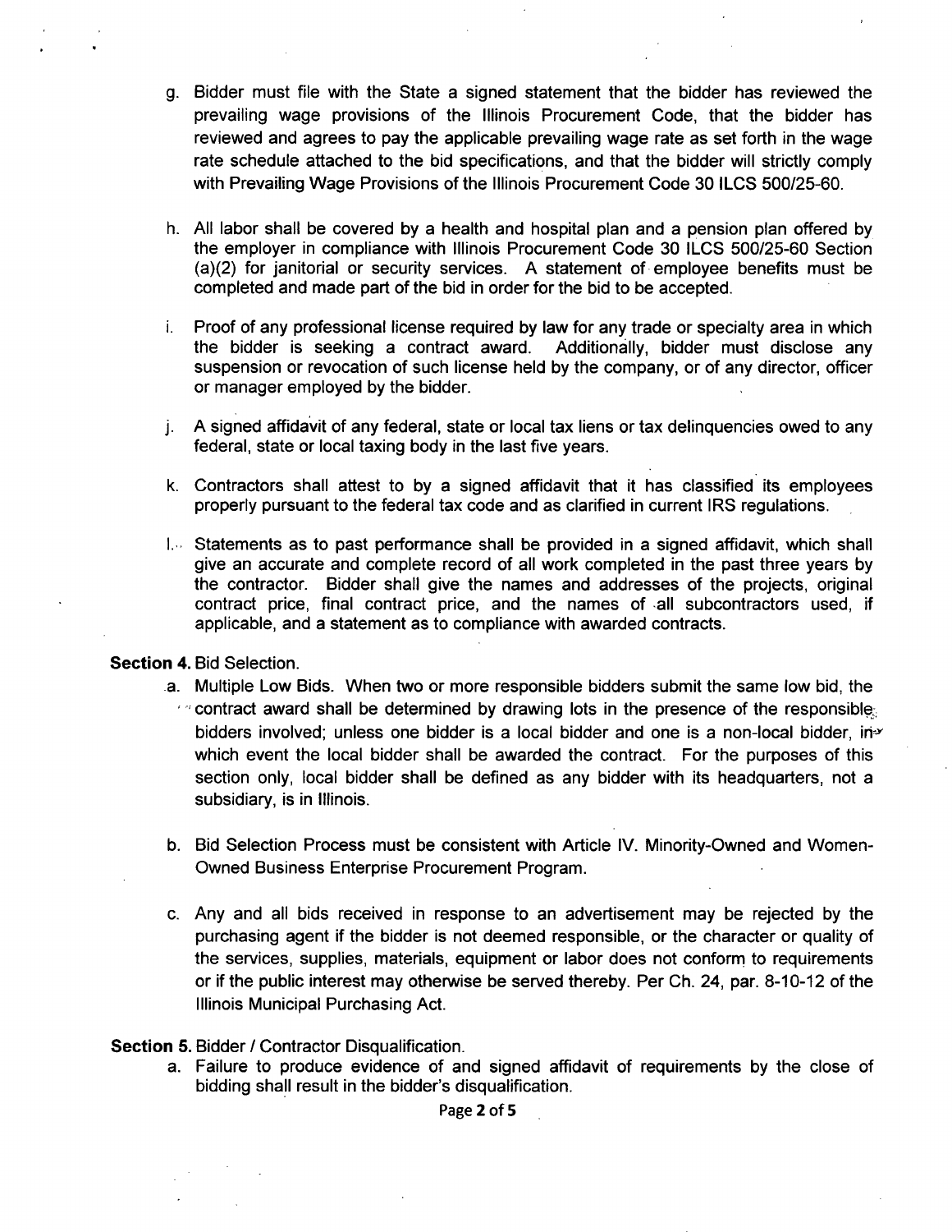g. Bidder must file with the State a signed statement that the bidder has reviewed the prevailing wage provisions of the Illinois Procurement Code, that the bidder has reviewed and agrees to pay the applicable prevailing wage rate as set forth in the wage rate schedule attached to the bid specifications, and that the bidder will strictly comply with Prevailing Wage Provisions of the Illinois Procurement Code 30 ILCS 500/25-60.

h. All labor shall be covered by a health and hospital plan and a pension plan offered by the employer in compliance with Illinois Procurement Code 30 ILCS 500/25-60 Section (a)(2) for janitorial or security services. A statement of employee benefits must be completed and made part of the bid in order for the bid to be accepted.

i. Proof of any professional license required by law for any trade or specialty area in which the bidder is seeking a contract award. Additionally, bidder must disclose any suspension or revocation of such license held by the company, or of any director, officer or manager employed by the bidder.

j. A signed affidavit of any federal, state or local tax liens or tax delinquencies owed to any federal, state or local taxing body in the last five years.

k. Contractors shall attest to by a signed affidavit that it has classified its employees properly pursuant to the federal tax code and as clarified in current IRS regulations.

l. Statements as to past performance shall be provided in a signed affidavit, which shall give an accurate and complete record of all work completed in the past three years by the contractor. Bidder shall give the names and addresses of the projects, original contract price, final contract price, and the names of all subcontractors used, if applicable, and a statement as to compliance with awarded contracts.

**Section 4.** Bid Selection.

a. Multiple Low Bids. When two or more responsible bidders submit the same low bid, the contract award shall be determined by drawing lots in the presence of the responsible bidders involved; unless one bidder is a local bidder and one is a non-local bidder, in which event the local bidder shall be awarded the contract. For the purposes of this section only, local bidder shall be defined as any bidder with its headquarters, not a subsidiary, is in Illinois.

b. Bid Selection Process must be consistent with Article IV. Minority-Owned and Women-Owned Business Enterprise Procurement Program.

c. Any and all bids received in response to an advertisement may be rejected by the purchasing agent if the bidder is not deemed responsible, or the character or quality of the services, supplies, materials, equipment or labor does not conform to requirements or if the public interest may otherwise be served thereby. Per Ch. 24, par. 8-10-12 of the Illinois Municipal Purchasing Act.

**Section 5.** Bidder / Contractor Disqualification.

a. Failure to produce evidence of and signed affidavit of requirements by the close of bidding shall result in the bidder's disqualification.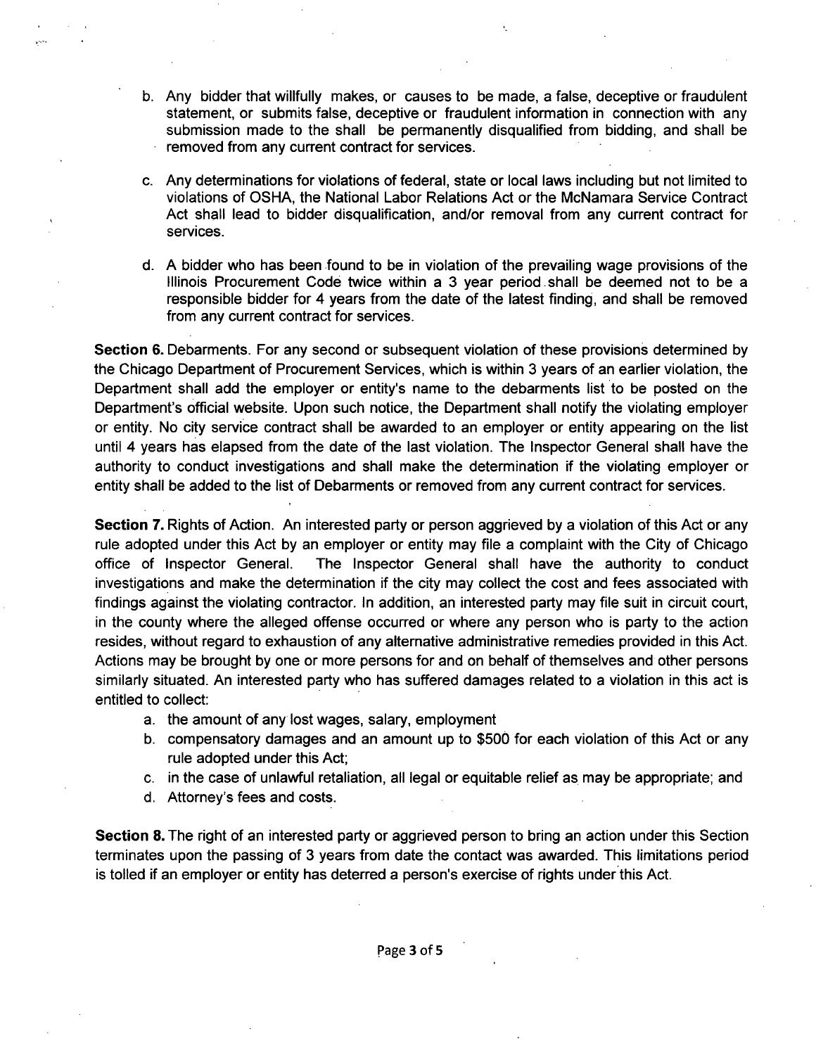b. Any bidder that willfully makes, or causes to be made, a false, deceptive or fraudulent statement, or submits false, deceptive or fraudulent information in connection with any submission made to the shall be permanently disqualified from bidding, and shall be removed from any current contract for services.

c. Any determinations for violations of federal, state or local laws including but not limited to violations of OSHA, the National Labor Relations Act or the McNamara Service Contract Act shall lead to bidder disqualification, and/or removal from any current contract for services.

d. A bidder who has been found to be in violation of the prevailing wage provisions of the Illinois Procurement Code twice within a 3 year period shall be deemed not to be a responsible bidder for 4 years from the date of the latest finding, and shall be removed from any current contract for services.

**Section 6.** Debarments. For any second or subsequent violation of these provisions determined by the Chicago Department of Procurement Services, which is within 3 years of an earlier violation, the Department shall add the employer or entity's name to the debarments list to be posted on the Department's official website. Upon such notice, the Department shall notify the violating employer or entity. No city service contract shall be awarded to an employer or entity appearing on the list until 4 years has elapsed from the date of the last violation. The Inspector General shall have the authority to conduct investigations and shall make the determination if the violating employer or entity shall be added to the list of Debarments or removed from any current contract for services.

**Section 7.** Rights of Action. An interested party or person aggrieved by a violation of this Act or any rule adopted under this Act by an employer or entity may file a complaint with the City of Chicago office of Inspector General. The Inspector General shall have the authority to conduct investigations and make the determination if the city may collect the cost and fees associated with findings against the violating contractor. In addition, an interested party may file suit in circuit court, in the county where the alleged offense occurred or where any person who is party to the action resides, without regard to exhaustion of any alternative administrative remedies provided in this Act. Actions may be brought by one or more persons for and on behalf of themselves and other persons similarly situated. An interested party who has suffered damages related to a violation in this act is entitled to collect:

a. the amount of any lost wages, salary, employment
b. compensatory damages and an amount up to $500 for each violation of this Act or any rule adopted under this Act;
c. in the case of unlawful retaliation, all legal or equitable relief as may be appropriate; and
d. Attorney's fees and costs.

**Section 8.** The right of an interested party or aggrieved person to bring an action under this Section terminates upon the passing of 3 years from date the contact was awarded. This limitations period is tolled if an employer or entity has deterred a person's exercise of rights under this Act.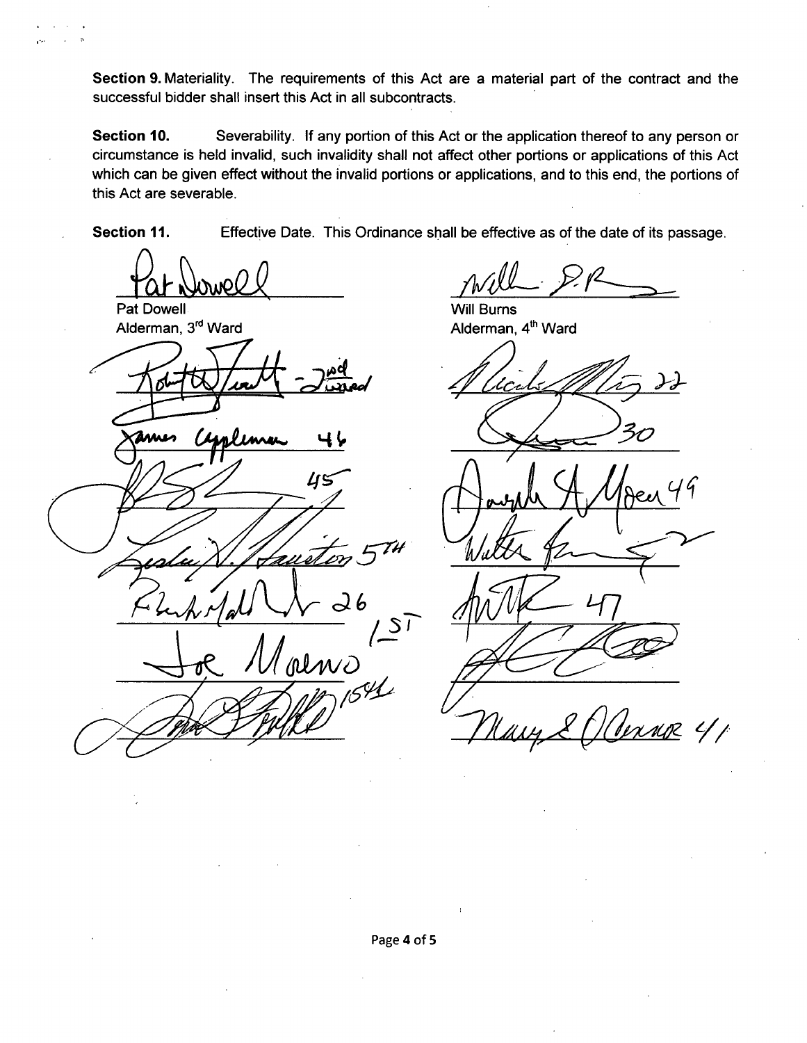**Section 9.** Materiality. The requirements of this Act are a material part of the contract and the successful bidder shall insert this Act in all subcontracts.

**Section 10.** Severability. If any portion of this Act or the application thereof to any person or circumstance is held invalid, such invalidity shall not affect other portions or applications of this Act which can be given effect without the invalid portions or applications, and to this end, the portions of this Act are severable.

**Section 11.** Effective Date. This Ordinance shall be effective as of the date of its passage.

Pat Dowell
Alderman, 3rd Ward

Will Burns
Alderman, 4th Ward

[Signature] 2nd Ward

[Signature] 22

James Cappleman 46

[Signature] 30

[Signature] 45

Joseph A. Moore 49

Leslie A. Hairston 5TH

Walter [Signature]

[Signature] 26

[Signature] 47

Joe Moreno 1ST

[Signature]

[Signature] 15th

Mary E. O'Connor 41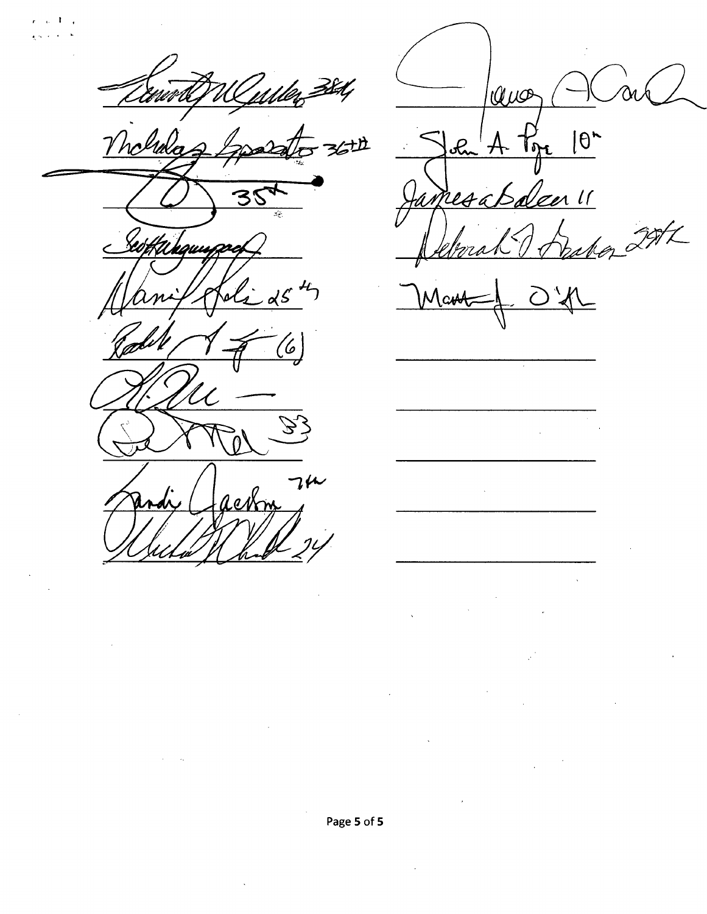Timothy M. Cullen 38th

Nicholas Esposito 36th

35th

Scott Wagner

Daniel Foli 25th

Rodrick S. Ford (6)

33

Sandi Jackson 7th

Michelle Harris 24

Nancy A. Carr

John A. Pope 10th

James A. Balcer 11

Deborah L. Graham 29th

Matt J. O'Shea